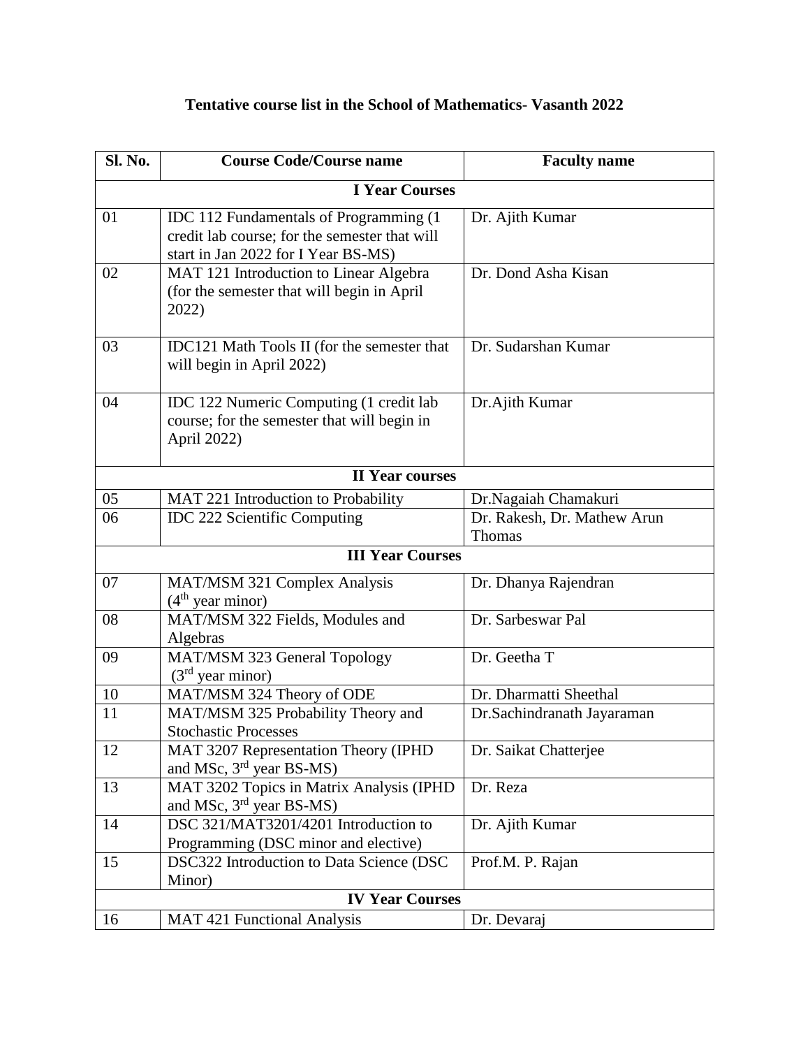# Tentative course list in the School of Mathematics- Vasanth 2022

| Sl. No. | Course Code/Course name | Faculty name |
|---|---|---|
| **I Year Courses** | | |
| 01 | IDC 112 Fundamentals of Programming (1 credit lab course; for the semester that will start in Jan 2022 for I Year BS-MS) | Dr. Ajith Kumar |
| 02 | MAT 121 Introduction to Linear Algebra (for the semester that will begin in April 2022) | Dr. Dond Asha Kisan |
| 03 | IDC121 Math Tools II (for the semester that will begin in April 2022) | Dr. Sudarshan Kumar |
| 04 | IDC 122 Numeric Computing (1 credit lab course; for the semester that will begin in April 2022) | Dr.Ajith Kumar |
| **II Year courses** | | |
| 05 | MAT 221 Introduction to Probability | Dr.Nagaiah Chamakuri |
| 06 | IDC 222 Scientific Computing | Dr. Rakesh, Dr. Mathew Arun Thomas |
| **III Year Courses** | | |
| 07 | MAT/MSM 321 Complex Analysis ($4^{th}$ year minor) | Dr. Dhanya Rajendran |
| 08 | MAT/MSM 322 Fields, Modules and Algebras | Dr. Sarbeswar Pal |
| 09 | MAT/MSM 323 General Topology ($3^{rd}$ year minor) | Dr. Geetha T |
| 10 | MAT/MSM 324 Theory of ODE | Dr. Dharmatti Sheethal |
| 11 | MAT/MSM 325 Probability Theory and Stochastic Processes | Dr.Sachindranath Jayaraman |
| 12 | MAT 3207 Representation Theory (IPHD and MSc, $3^{rd}$ year BS-MS) | Dr. Saikat Chatterjee |
| 13 | MAT 3202 Topics in Matrix Analysis (IPHD and MSc, $3^{rd}$ year BS-MS) | Dr. Reza |
| 14 | DSC 321/MAT3201/4201 Introduction to Programming (DSC minor and elective) | Dr. Ajith Kumar |
| 15 | DSC322 Introduction to Data Science (DSC Minor) | Prof.M. P. Rajan |
| **IV Year Courses** | | |
| 16 | MAT 421 Functional Analysis | Dr. Devaraj |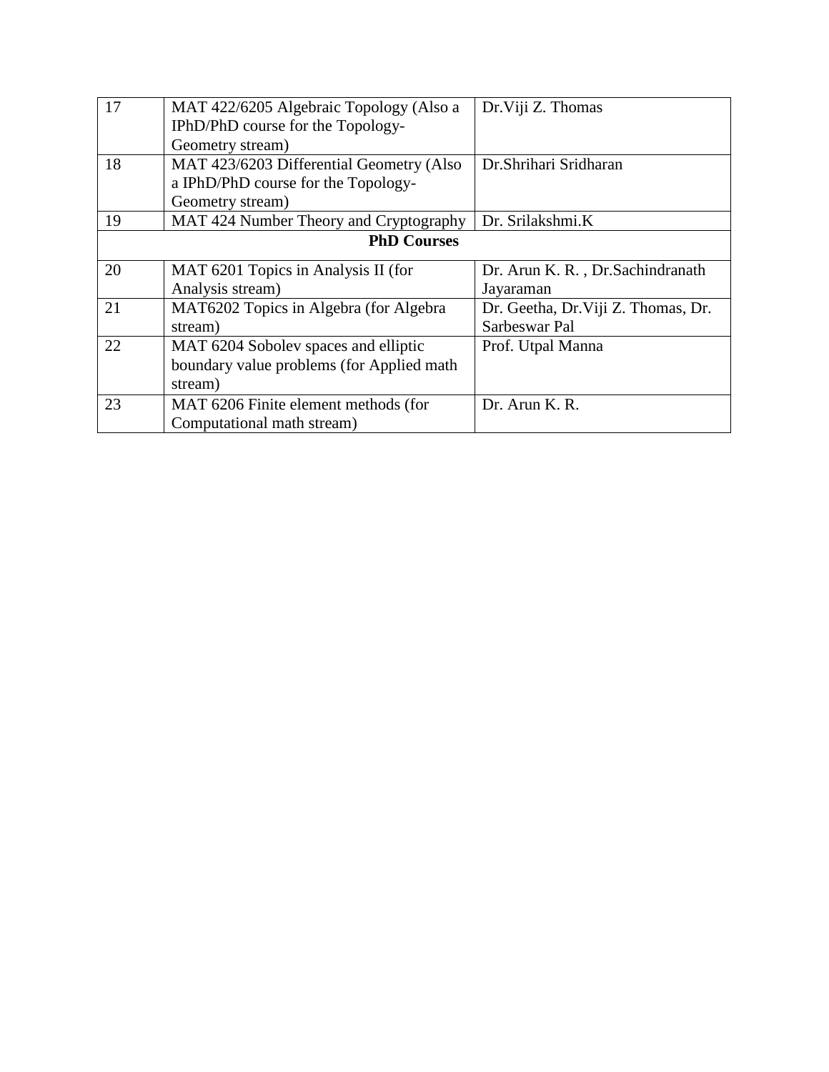| | | |
|---|---|---|
| 17 | MAT 422/6205 Algebraic Topology (Also a IPhD/PhD course for the Topology-Geometry stream) | Dr.Viji Z. Thomas |
| 18 | MAT 423/6203 Differential Geometry (Also a IPhD/PhD course for the Topology-Geometry stream) | Dr.Shrihari Sridharan |
| 19 | MAT 424 Number Theory and Cryptography | Dr. Srilakshmi.K |
| | **PhD Courses** | |
| 20 | MAT 6201 Topics in Analysis II (for Analysis stream) | Dr. Arun K. R. , Dr.Sachindranath Jayaraman |
| 21 | MAT6202 Topics in Algebra (for Algebra stream) | Dr. Geetha, Dr.Viji Z. Thomas, Dr. Sarbeswar Pal |
| 22 | MAT 6204 Sobolev spaces and elliptic boundary value problems (for Applied math stream) | Prof. Utpal Manna |
| 23 | MAT 6206 Finite element methods (for Computational math stream) | Dr. Arun K. R. |